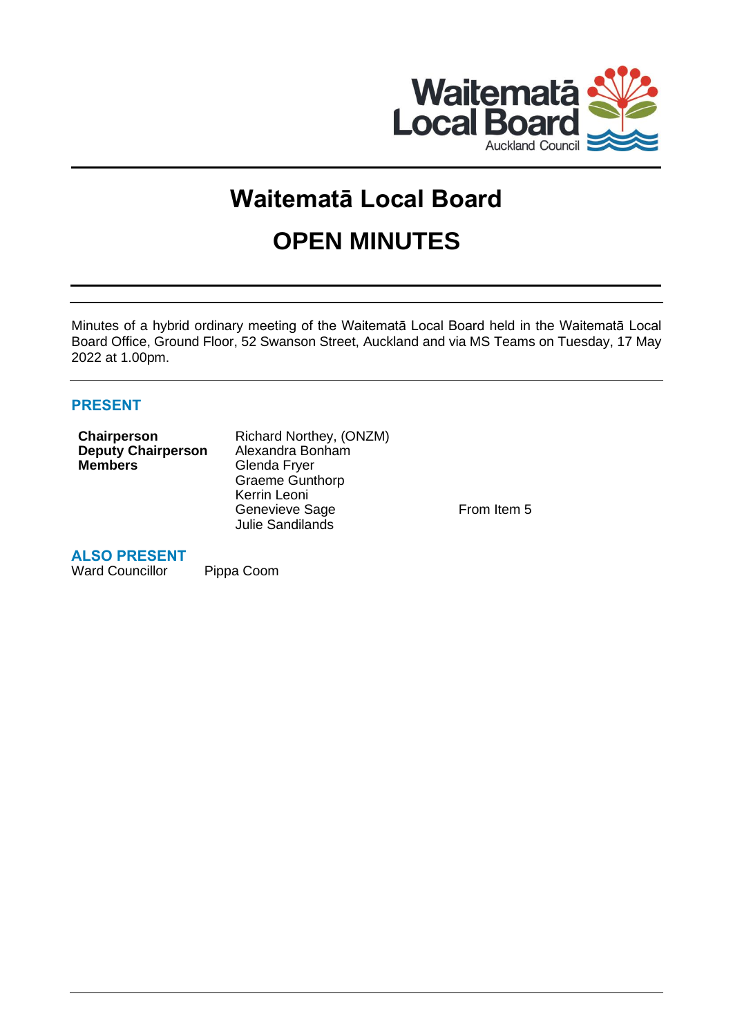# Waitematā Local Board

# OPEN MINUTES

Minutes of a hybrid ordinary meeting of the Waitematā Local Board held in the Waitematā Local Board Office, Ground Floor, 52 Swanson Street, Auckland and via MS Teams on Tuesday, 17 May 2022 at 1.00pm.

## PRESENT

| | | |
|---|---|---|
| **Chairperson** | Richard Northey, (ONZM) | |
| **Deputy Chairperson** | Alexandra Bonham | |
| **Members** | Glenda Fryer | |
| | Graeme Gunthorp | |
| | Kerrin Leoni | |
| | Genevieve Sage | From Item 5 |
| | Julie Sandilands | |

## ALSO PRESENT

| | |
|---|---|
| Ward Councillor | Pippa Coom |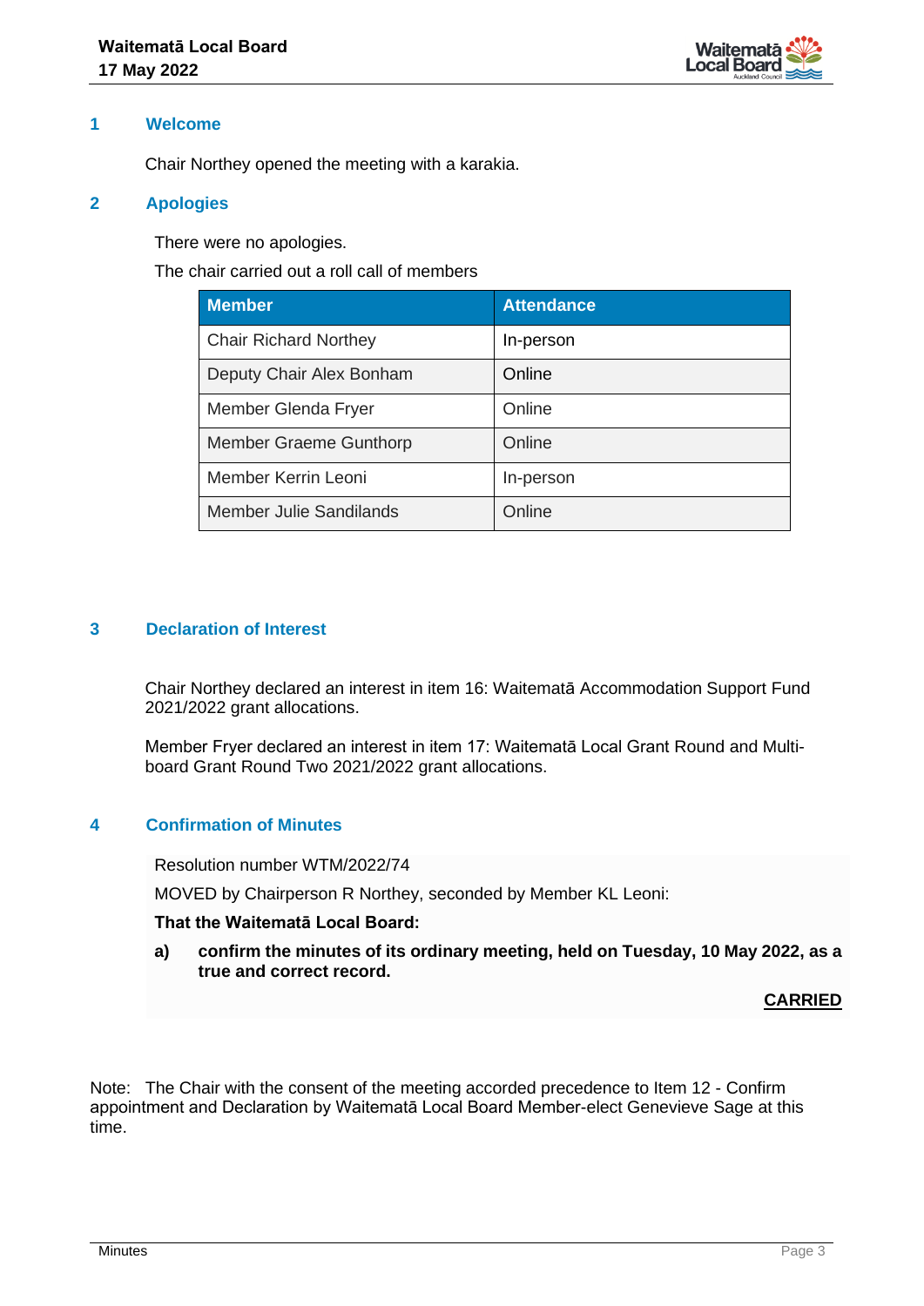## 1 Welcome

Chair Northey opened the meeting with a karakia.

## 2 Apologies

There were no apologies.

The chair carried out a roll call of members

| Member | Attendance |
|---|---|
| Chair Richard Northey | In-person |
| Deputy Chair Alex Bonham | Online |
| Member Glenda Fryer | Online |
| Member Graeme Gunthorp | Online |
| Member Kerrin Leoni | In-person |
| Member Julie Sandilands | Online |

## 3 Declaration of Interest

Chair Northey declared an interest in item 16: Waitematā Accommodation Support Fund 2021/2022 grant allocations.

Member Fryer declared an interest in item 17: Waitematā Local Grant Round and Multi-board Grant Round Two 2021/2022 grant allocations.

## 4 Confirmation of Minutes

Resolution number WTM/2022/74

MOVED by Chairperson R Northey, seconded by Member KL Leoni:

**That the Waitematā Local Board:**

**a) confirm the minutes of its ordinary meeting, held on Tuesday, 10 May 2022, as a true and correct record.**

**CARRIED**

Note: The Chair with the consent of the meeting accorded precedence to Item 12 - Confirm appointment and Declaration by Waitematā Local Board Member-elect Genevieve Sage at this time.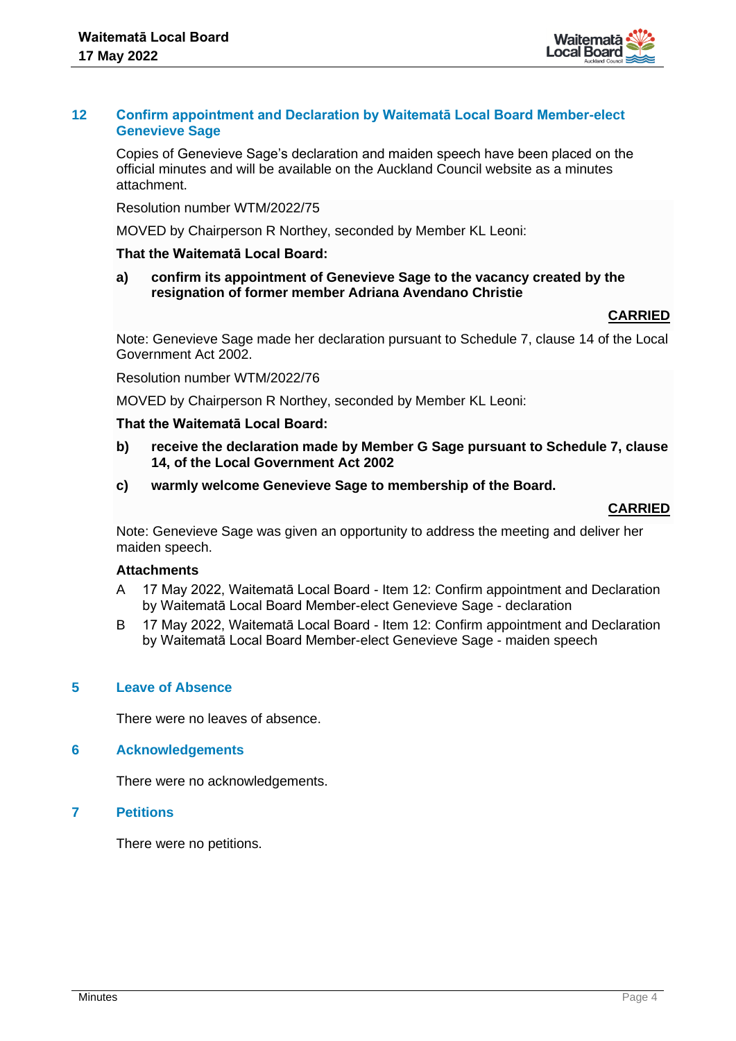## 12 Confirm appointment and Declaration by Waitematā Local Board Member-elect Genevieve Sage

Copies of Genevieve Sage's declaration and maiden speech have been placed on the official minutes and will be available on the Auckland Council website as a minutes attachment.

Resolution number WTM/2022/75

MOVED by Chairperson R Northey, seconded by Member KL Leoni:

**That the Waitematā Local Board:**

**a) confirm its appointment of Genevieve Sage to the vacancy created by the resignation of former member Adriana Avendano Christie**

**CARRIED**

Note: Genevieve Sage made her declaration pursuant to Schedule 7, clause 14 of the Local Government Act 2002.

Resolution number WTM/2022/76

MOVED by Chairperson R Northey, seconded by Member KL Leoni:

**That the Waitematā Local Board:**

**b) receive the declaration made by Member G Sage pursuant to Schedule 7, clause 14, of the Local Government Act 2002**

**c) warmly welcome Genevieve Sage to membership of the Board.**

**CARRIED**

Note: Genevieve Sage was given an opportunity to address the meeting and deliver her maiden speech.

**Attachments**

A 17 May 2022, Waitematā Local Board - Item 12: Confirm appointment and Declaration by Waitematā Local Board Member-elect Genevieve Sage - declaration

B 17 May 2022, Waitematā Local Board - Item 12: Confirm appointment and Declaration by Waitematā Local Board Member-elect Genevieve Sage - maiden speech

## 5 Leave of Absence

There were no leaves of absence.

## 6 Acknowledgements

There were no acknowledgements.

## 7 Petitions

There were no petitions.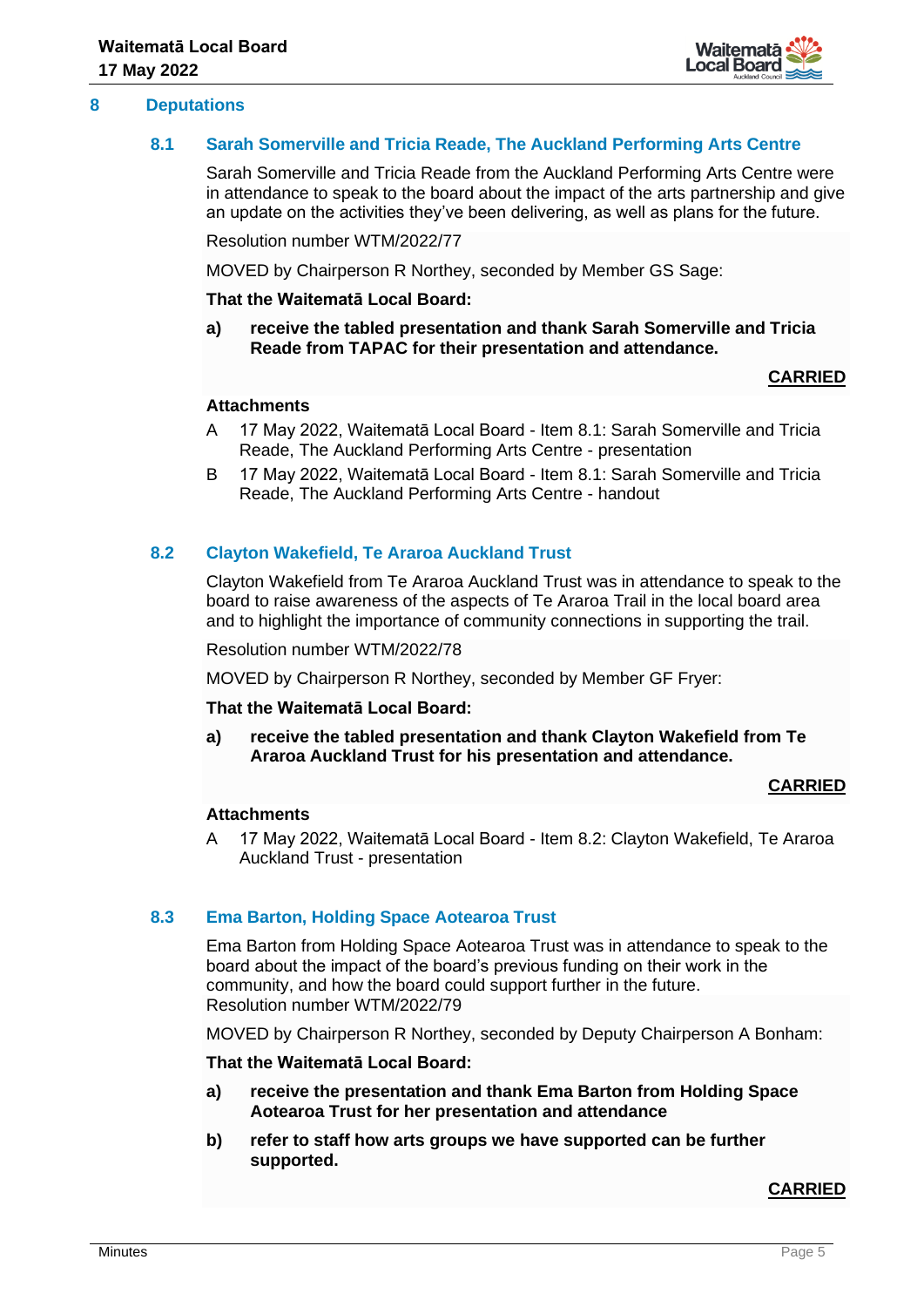## 8 Deputations

### 8.1 Sarah Somerville and Tricia Reade, The Auckland Performing Arts Centre

Sarah Somerville and Tricia Reade from the Auckland Performing Arts Centre were in attendance to speak to the board about the impact of the arts partnership and give an update on the activities they've been delivering, as well as plans for the future.

Resolution number WTM/2022/77

MOVED by Chairperson R Northey, seconded by Member GS Sage:

**That the Waitematā Local Board:**

**a) receive the tabled presentation and thank Sarah Somerville and Tricia Reade from TAPAC for their presentation and attendance.**

**CARRIED**

**Attachments**

A 17 May 2022, Waitematā Local Board - Item 8.1: Sarah Somerville and Tricia Reade, The Auckland Performing Arts Centre - presentation

B 17 May 2022, Waitematā Local Board - Item 8.1: Sarah Somerville and Tricia Reade, The Auckland Performing Arts Centre - handout

### 8.2 Clayton Wakefield, Te Araroa Auckland Trust

Clayton Wakefield from Te Araroa Auckland Trust was in attendance to speak to the board to raise awareness of the aspects of Te Araroa Trail in the local board area and to highlight the importance of community connections in supporting the trail.

Resolution number WTM/2022/78

MOVED by Chairperson R Northey, seconded by Member GF Fryer:

**That the Waitematā Local Board:**

**a) receive the tabled presentation and thank Clayton Wakefield from Te Araroa Auckland Trust for his presentation and attendance.**

**CARRIED**

**Attachments**

A 17 May 2022, Waitematā Local Board - Item 8.2: Clayton Wakefield, Te Araroa Auckland Trust - presentation

### 8.3 Ema Barton, Holding Space Aotearoa Trust

Ema Barton from Holding Space Aotearoa Trust was in attendance to speak to the board about the impact of the board's previous funding on their work in the community, and how the board could support further in the future.
Resolution number WTM/2022/79

MOVED by Chairperson R Northey, seconded by Deputy Chairperson A Bonham:

**That the Waitematā Local Board:**

**a) receive the presentation and thank Ema Barton from Holding Space Aotearoa Trust for her presentation and attendance**

**b) refer to staff how arts groups we have supported can be further supported.**

**CARRIED**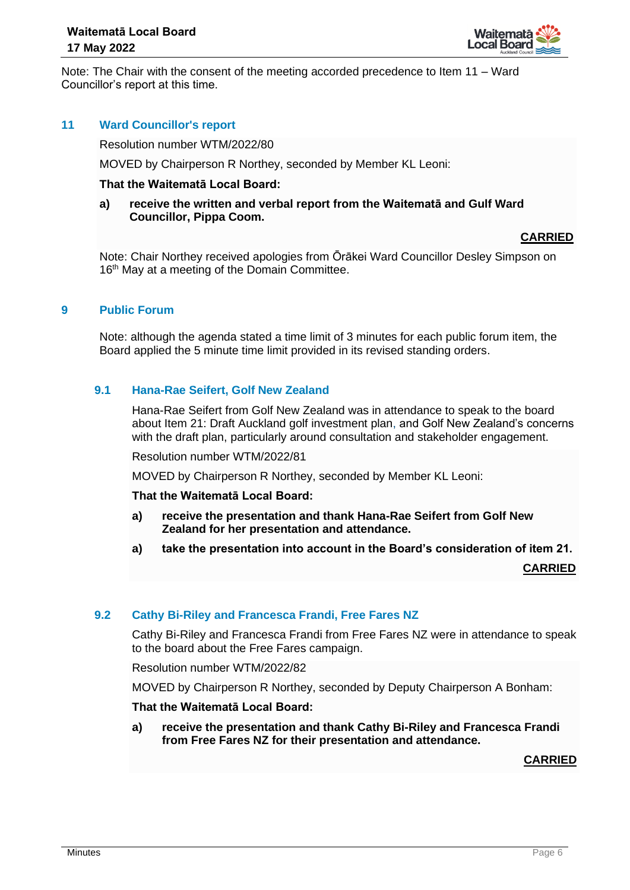Note: The Chair with the consent of the meeting accorded precedence to Item 11 – Ward Councillor's report at this time.

## 11 Ward Councillor's report

Resolution number WTM/2022/80

MOVED by Chairperson R Northey, seconded by Member KL Leoni:

**That the Waitematā Local Board:**

**a) receive the written and verbal report from the Waitematā and Gulf Ward Councillor, Pippa Coom.**

**CARRIED**

Note: Chair Northey received apologies from Ōrākei Ward Councillor Desley Simpson on 16th May at a meeting of the Domain Committee.

## 9 Public Forum

Note: although the agenda stated a time limit of 3 minutes for each public forum item, the Board applied the 5 minute time limit provided in its revised standing orders.

### 9.1 Hana-Rae Seifert, Golf New Zealand

Hana-Rae Seifert from Golf New Zealand was in attendance to speak to the board about Item 21: Draft Auckland golf investment plan, and Golf New Zealand's concerns with the draft plan, particularly around consultation and stakeholder engagement.

Resolution number WTM/2022/81

MOVED by Chairperson R Northey, seconded by Member KL Leoni:

**That the Waitematā Local Board:**

**a) receive the presentation and thank Hana-Rae Seifert from Golf New Zealand for her presentation and attendance.**

**a) take the presentation into account in the Board's consideration of item 21.**

**CARRIED**

### 9.2 Cathy Bi-Riley and Francesca Frandi, Free Fares NZ

Cathy Bi-Riley and Francesca Frandi from Free Fares NZ were in attendance to speak to the board about the Free Fares campaign.

Resolution number WTM/2022/82

MOVED by Chairperson R Northey, seconded by Deputy Chairperson A Bonham:

**That the Waitematā Local Board:**

**a) receive the presentation and thank Cathy Bi-Riley and Francesca Frandi from Free Fares NZ for their presentation and attendance.**

**CARRIED**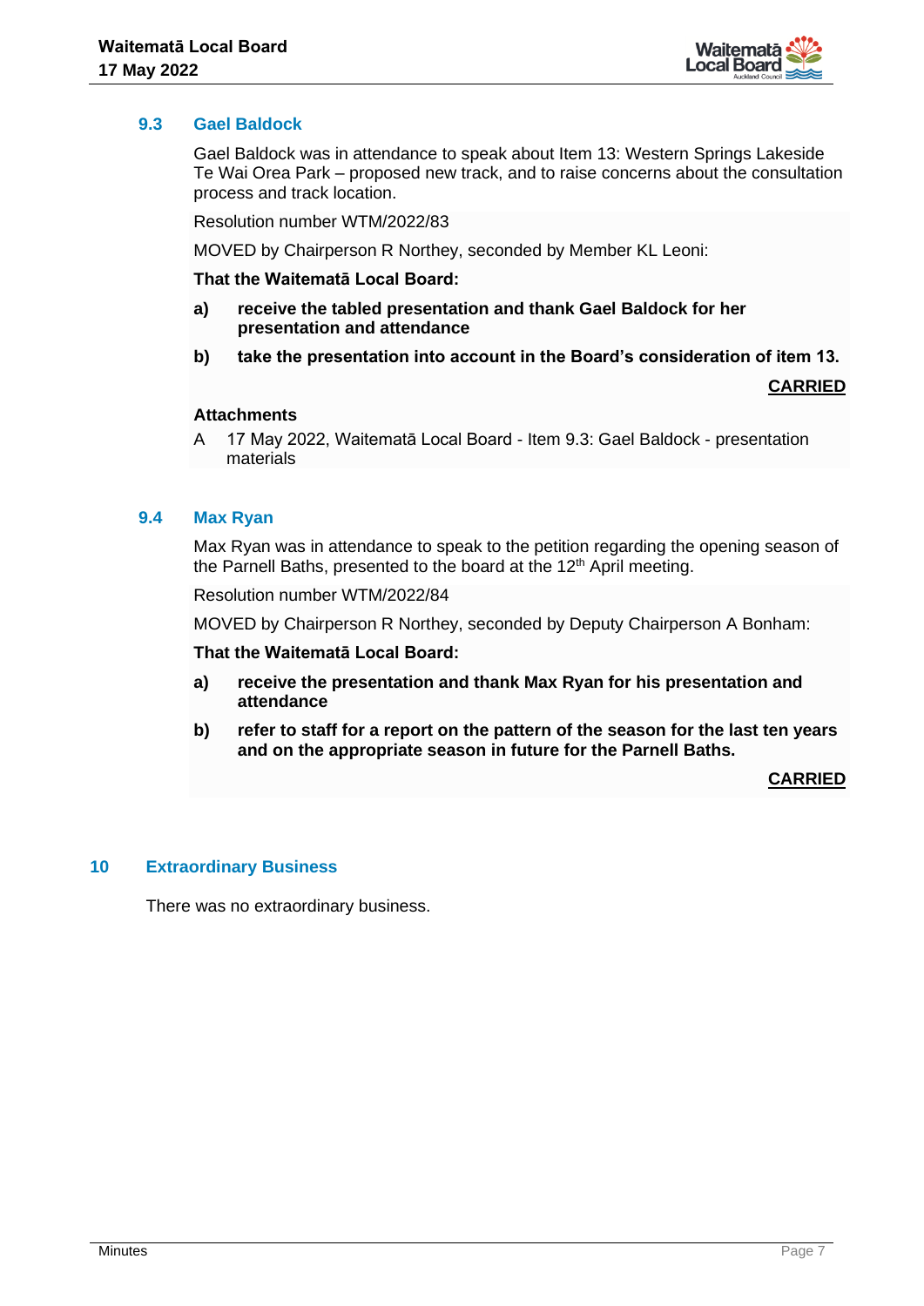### 9.3 Gael Baldock

Gael Baldock was in attendance to speak about Item 13: Western Springs Lakeside Te Wai Orea Park – proposed new track, and to raise concerns about the consultation process and track location.

Resolution number WTM/2022/83

MOVED by Chairperson R Northey, seconded by Member KL Leoni:

**That the Waitematā Local Board:**

**a) receive the tabled presentation and thank Gael Baldock for her presentation and attendance**

**b) take the presentation into account in the Board's consideration of item 13.**

**<u>CARRIED</u>**

**Attachments**

A 17 May 2022, Waitematā Local Board - Item 9.3: Gael Baldock - presentation materials

### 9.4 Max Ryan

Max Ryan was in attendance to speak to the petition regarding the opening season of the Parnell Baths, presented to the board at the 12th April meeting.

Resolution number WTM/2022/84

MOVED by Chairperson R Northey, seconded by Deputy Chairperson A Bonham:

**That the Waitematā Local Board:**

**a) receive the presentation and thank Max Ryan for his presentation and attendance**

**b) refer to staff for a report on the pattern of the season for the last ten years and on the appropriate season in future for the Parnell Baths.**

**<u>CARRIED</u>**

## 10 Extraordinary Business

There was no extraordinary business.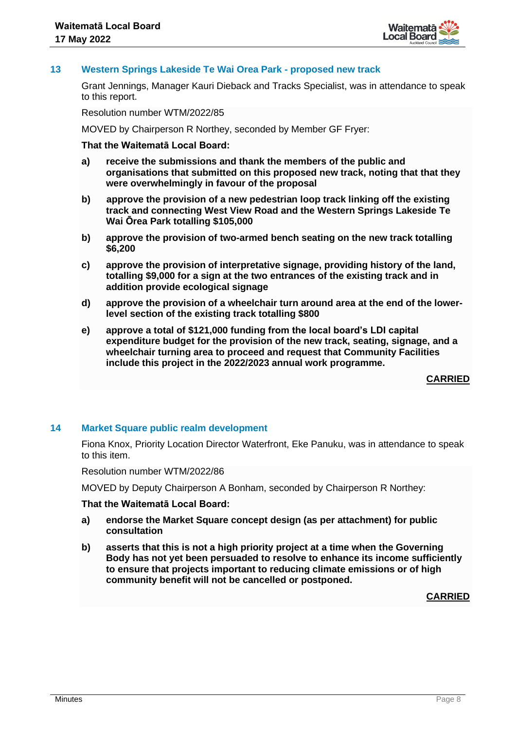## 13 Western Springs Lakeside Te Wai Orea Park - proposed new track

Grant Jennings, Manager Kauri Dieback and Tracks Specialist, was in attendance to speak to this report.

Resolution number WTM/2022/85

MOVED by Chairperson R Northey, seconded by Member GF Fryer:

**That the Waitematā Local Board:**

**a) receive the submissions and thank the members of the public and organisations that submitted on this proposed new track, noting that that they were overwhelmingly in favour of the proposal**

**b) approve the provision of a new pedestrian loop track linking off the existing track and connecting West View Road and the Western Springs Lakeside Te Wai Ōrea Park totalling $105,000**

**b) approve the provision of two-armed bench seating on the new track totalling $6,200**

**c) approve the provision of interpretative signage, providing history of the land, totalling $9,000 for a sign at the two entrances of the existing track and in addition provide ecological signage**

**d) approve the provision of a wheelchair turn around area at the end of the lower-level section of the existing track totalling $800**

**e) approve a total of $121,000 funding from the local board's LDI capital expenditure budget for the provision of the new track, seating, signage, and a wheelchair turning area to proceed and request that Community Facilities include this project in the 2022/2023 annual work programme.**

**CARRIED**

## 14 Market Square public realm development

Fiona Knox, Priority Location Director Waterfront, Eke Panuku, was in attendance to speak to this item.

Resolution number WTM/2022/86

MOVED by Deputy Chairperson A Bonham, seconded by Chairperson R Northey:

**That the Waitematā Local Board:**

**a) endorse the Market Square concept design (as per attachment) for public consultation**

**b) asserts that this is not a high priority project at a time when the Governing Body has not yet been persuaded to resolve to enhance its income sufficiently to ensure that projects important to reducing climate emissions or of high community benefit will not be cancelled or postponed.**

**CARRIED**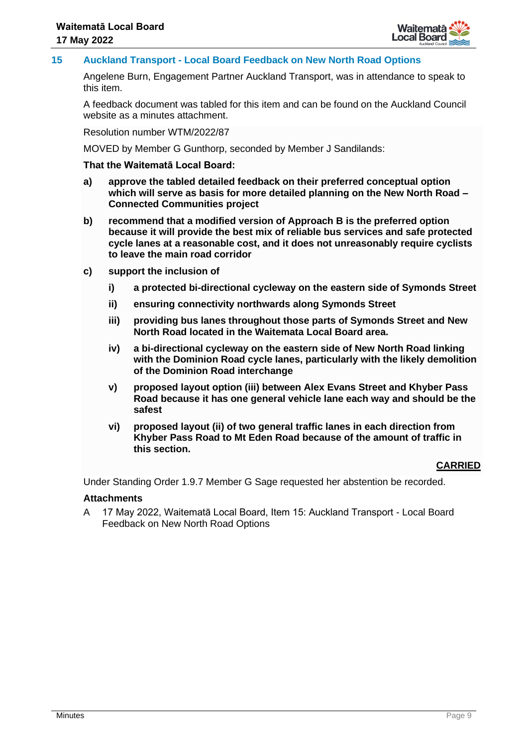## 15 Auckland Transport - Local Board Feedback on New North Road Options

Angelene Burn, Engagement Partner Auckland Transport, was in attendance to speak to this item.

A feedback document was tabled for this item and can be found on the Auckland Council website as a minutes attachment.

Resolution number WTM/2022/87

MOVED by Member G Gunthorp, seconded by Member J Sandilands:

**That the Waitematā Local Board:**

**a) approve the tabled detailed feedback on their preferred conceptual option which will serve as basis for more detailed planning on the New North Road – Connected Communities project**

**b) recommend that a modified version of Approach B is the preferred option because it will provide the best mix of reliable bus services and safe protected cycle lanes at a reasonable cost, and it does not unreasonably require cyclists to leave the main road corridor**

**c) support the inclusion of**

**i) a protected bi-directional cycleway on the eastern side of Symonds Street**

**ii) ensuring connectivity northwards along Symonds Street**

**iii) providing bus lanes throughout those parts of Symonds Street and New North Road located in the Waitemata Local Board area.**

**iv) a bi-directional cycleway on the eastern side of New North Road linking with the Dominion Road cycle lanes, particularly with the likely demolition of the Dominion Road interchange**

**v) proposed layout option (iii) between Alex Evans Street and Khyber Pass Road because it has one general vehicle lane each way and should be the safest**

**vi) proposed layout (ii) of two general traffic lanes in each direction from Khyber Pass Road to Mt Eden Road because of the amount of traffic in this section.**

**CARRIED**

Under Standing Order 1.9.7 Member G Sage requested her abstention be recorded.

**Attachments**

A 17 May 2022, Waitematā Local Board, Item 15: Auckland Transport - Local Board Feedback on New North Road Options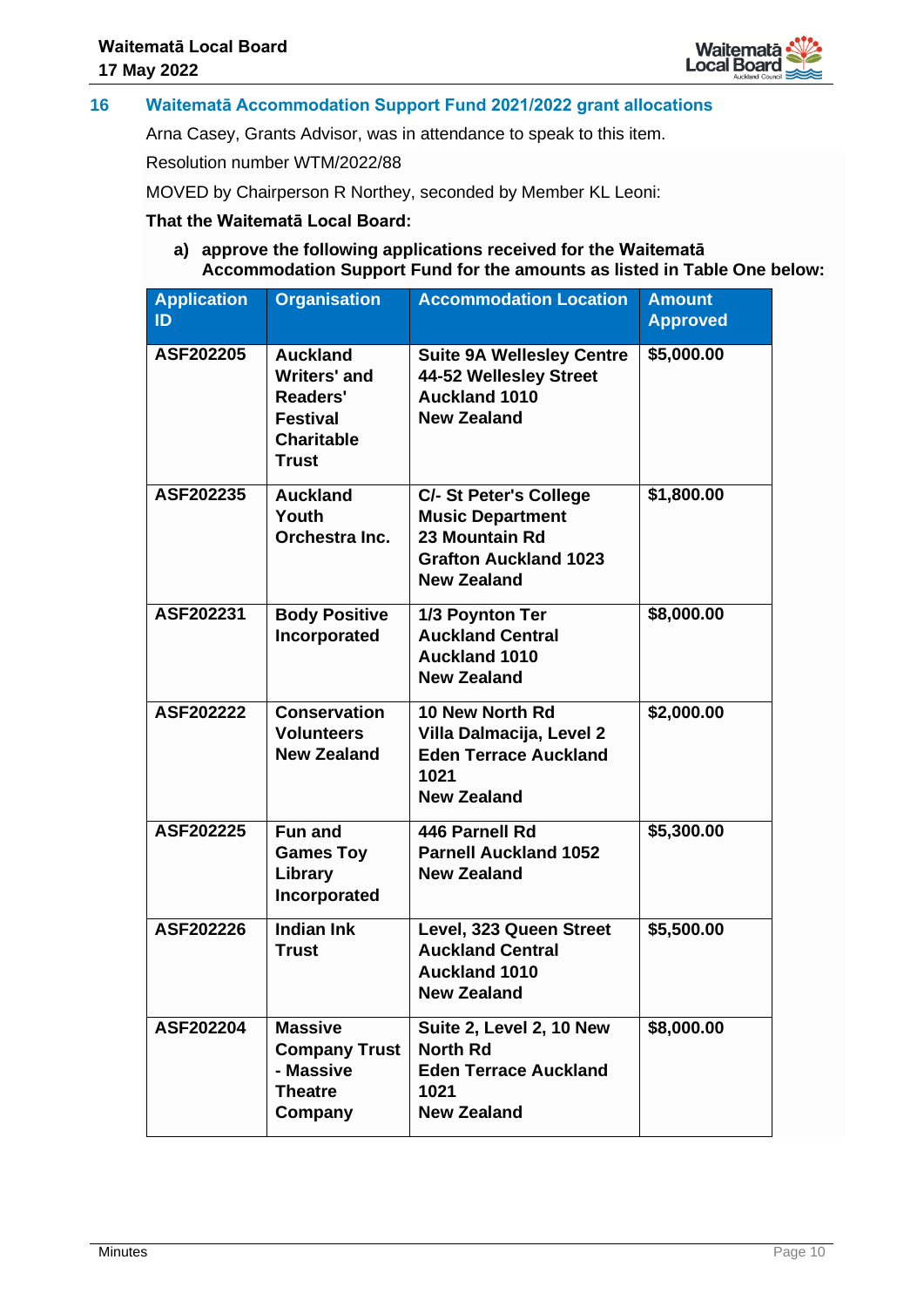## 16 Waitematā Accommodation Support Fund 2021/2022 grant allocations

Arna Casey, Grants Advisor, was in attendance to speak to this item.

Resolution number WTM/2022/88

MOVED by Chairperson R Northey, seconded by Member KL Leoni:

**That the Waitematā Local Board:**

**a) approve the following applications received for the Waitematā Accommodation Support Fund for the amounts as listed in Table One below:**

| Application ID | Organisation | Accommodation Location | Amount Approved |
|---|---|---|---|
| **ASF202205** | **Auckland Writers' and Readers' Festival Charitable Trust** | **Suite 9A Wellesley Centre 44-52 Wellesley Street Auckland 1010 New Zealand** | **$5,000.00** |
| **ASF202235** | **Auckland Youth Orchestra Inc.** | **C/- St Peter's College Music Department 23 Mountain Rd Grafton Auckland 1023 New Zealand** | **$1,800.00** |
| **ASF202231** | **Body Positive Incorporated** | **1/3 Poynton Ter Auckland Central Auckland 1010 New Zealand** | **$8,000.00** |
| **ASF202222** | **Conservation Volunteers New Zealand** | **10 New North Rd Villa Dalmacija, Level 2 Eden Terrace Auckland 1021 New Zealand** | **$2,000.00** |
| **ASF202225** | **Fun and Games Toy Library Incorporated** | **446 Parnell Rd Parnell Auckland 1052 New Zealand** | **$5,300.00** |
| **ASF202226** | **Indian Ink Trust** | **Level, 323 Queen Street Auckland Central Auckland 1010 New Zealand** | **$5,500.00** |
| **ASF202204** | **Massive Company Trust - Massive Theatre Company** | **Suite 2, Level 2, 10 New North Rd Eden Terrace Auckland 1021 New Zealand** | **$8,000.00** |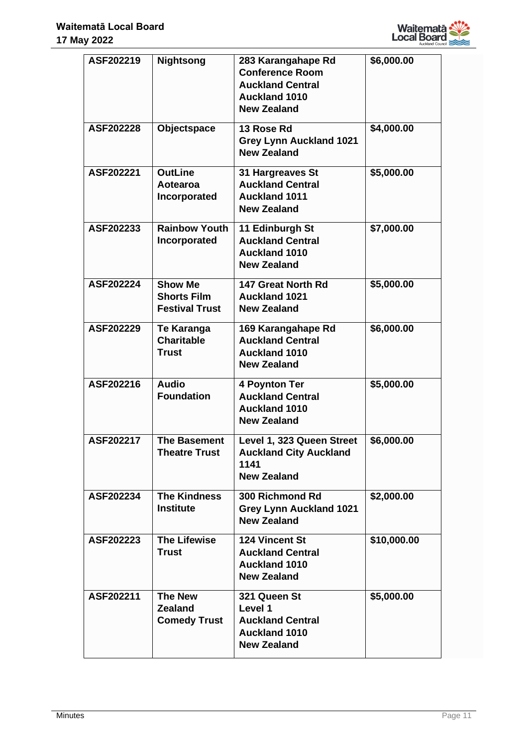| | | | |
|---|---|---|---|
| ASF202219 | Nightsong | 283 Karangahape Rd<br>Conference Room<br>Auckland Central<br>Auckland 1010<br>New Zealand | $6,000.00 |
| ASF202228 | Objectspace | 13 Rose Rd<br>Grey Lynn Auckland 1021<br>New Zealand | $4,000.00 |
| ASF202221 | OutLine Aotearoa Incorporated | 31 Hargreaves St<br>Auckland Central<br>Auckland 1011<br>New Zealand | $5,000.00 |
| ASF202233 | Rainbow Youth Incorporated | 11 Edinburgh St<br>Auckland Central<br>Auckland 1010<br>New Zealand | $7,000.00 |
| ASF202224 | Show Me Shorts Film Festival Trust | 147 Great North Rd<br>Auckland 1021<br>New Zealand | $5,000.00 |
| ASF202229 | Te Karanga Charitable Trust | 169 Karangahape Rd<br>Auckland Central<br>Auckland 1010<br>New Zealand | $6,000.00 |
| ASF202216 | Audio Foundation | 4 Poynton Ter<br>Auckland Central<br>Auckland 1010<br>New Zealand | $5,000.00 |
| ASF202217 | The Basement Theatre Trust | Level 1, 323 Queen Street<br>Auckland City Auckland 1141<br>New Zealand | $6,000.00 |
| ASF202234 | The Kindness Institute | 300 Richmond Rd<br>Grey Lynn Auckland 1021<br>New Zealand | $2,000.00 |
| ASF202223 | The Lifewise Trust | 124 Vincent St<br>Auckland Central<br>Auckland 1010<br>New Zealand | $10,000.00 |
| ASF202211 | The New Zealand Comedy Trust | 321 Queen St<br>Level 1<br>Auckland Central<br>Auckland 1010<br>New Zealand | $5,000.00 |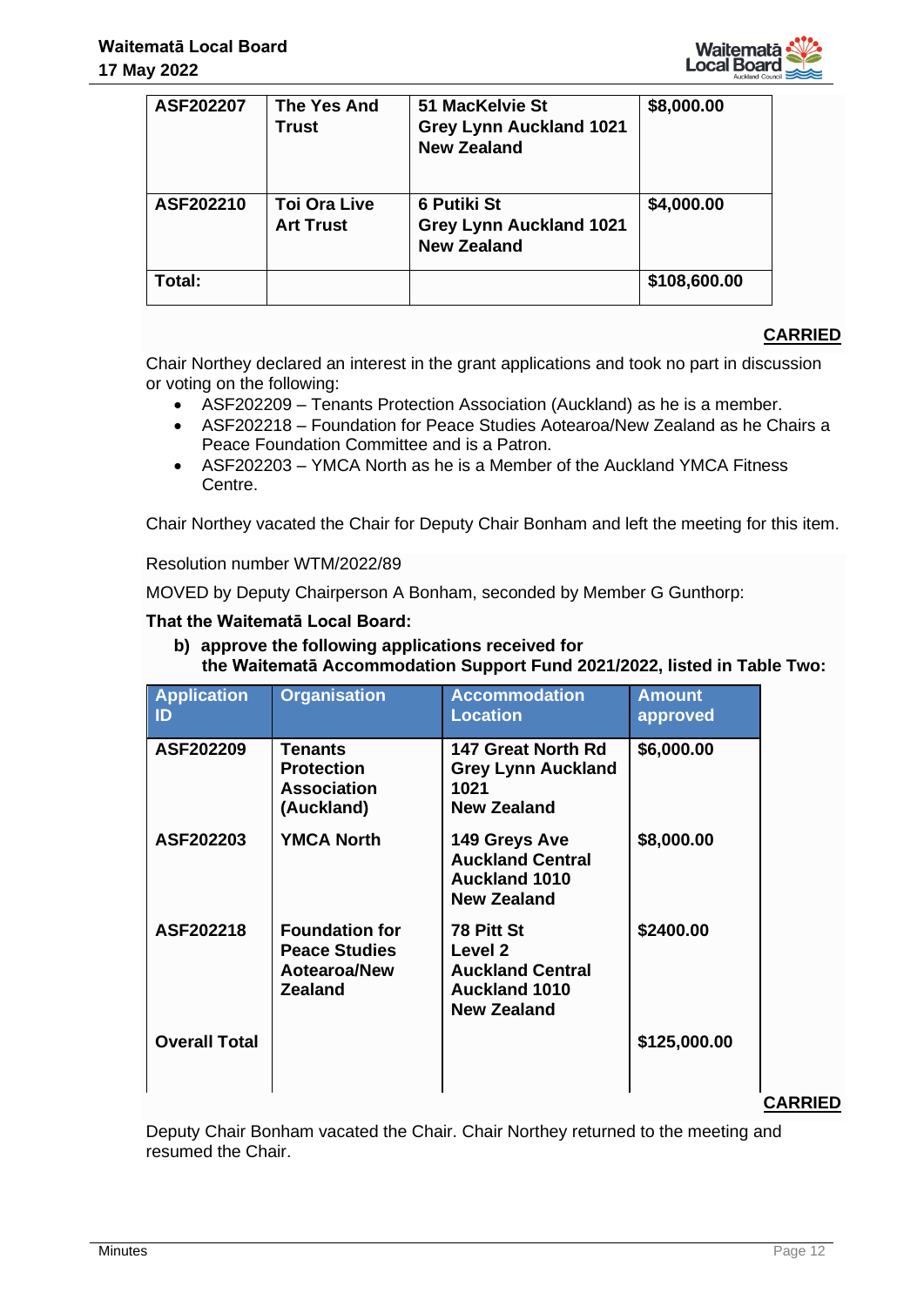| | | | |
|---|---|---|---|
| **ASF202207** | **The Yes And Trust** | **51 MacKelvie St Grey Lynn Auckland 1021 New Zealand** | **$8,000.00** |
| **ASF202210** | **Toi Ora Live Art Trust** | **6 Putiki St Grey Lynn Auckland 1021 New Zealand** | **$4,000.00** |
| **Total:** | | | **$108,600.00** |

**CARRIED**

Chair Northey declared an interest in the grant applications and took no part in discussion or voting on the following:

- ASF202209 – Tenants Protection Association (Auckland) as he is a member.
- ASF202218 – Foundation for Peace Studies Aotearoa/New Zealand as he Chairs a Peace Foundation Committee and is a Patron.
- ASF202203 – YMCA North as he is a Member of the Auckland YMCA Fitness Centre.

Chair Northey vacated the Chair for Deputy Chair Bonham and left the meeting for this item.

Resolution number WTM/2022/89

MOVED by Deputy Chairperson A Bonham, seconded by Member G Gunthorp:

**That the Waitematā Local Board:**

**b) approve the following applications received for the Waitematā Accommodation Support Fund 2021/2022, listed in Table Two:**

| Application ID | Organisation | Accommodation Location | Amount approved |
|---|---|---|---|
| **ASF202209** | **Tenants Protection Association (Auckland)** | **147 Great North Rd Grey Lynn Auckland 1021 New Zealand** | **$6,000.00** |
| **ASF202203** | **YMCA North** | **149 Greys Ave Auckland Central Auckland 1010 New Zealand** | **$8,000.00** |
| **ASF202218** | **Foundation for Peace Studies Aotearoa/New Zealand** | **78 Pitt St Level 2 Auckland Central Auckland 1010 New Zealand** | **$2400.00** |
| **Overall Total** | | | **$125,000.00** |

**CARRIED**

Deputy Chair Bonham vacated the Chair. Chair Northey returned to the meeting and resumed the Chair.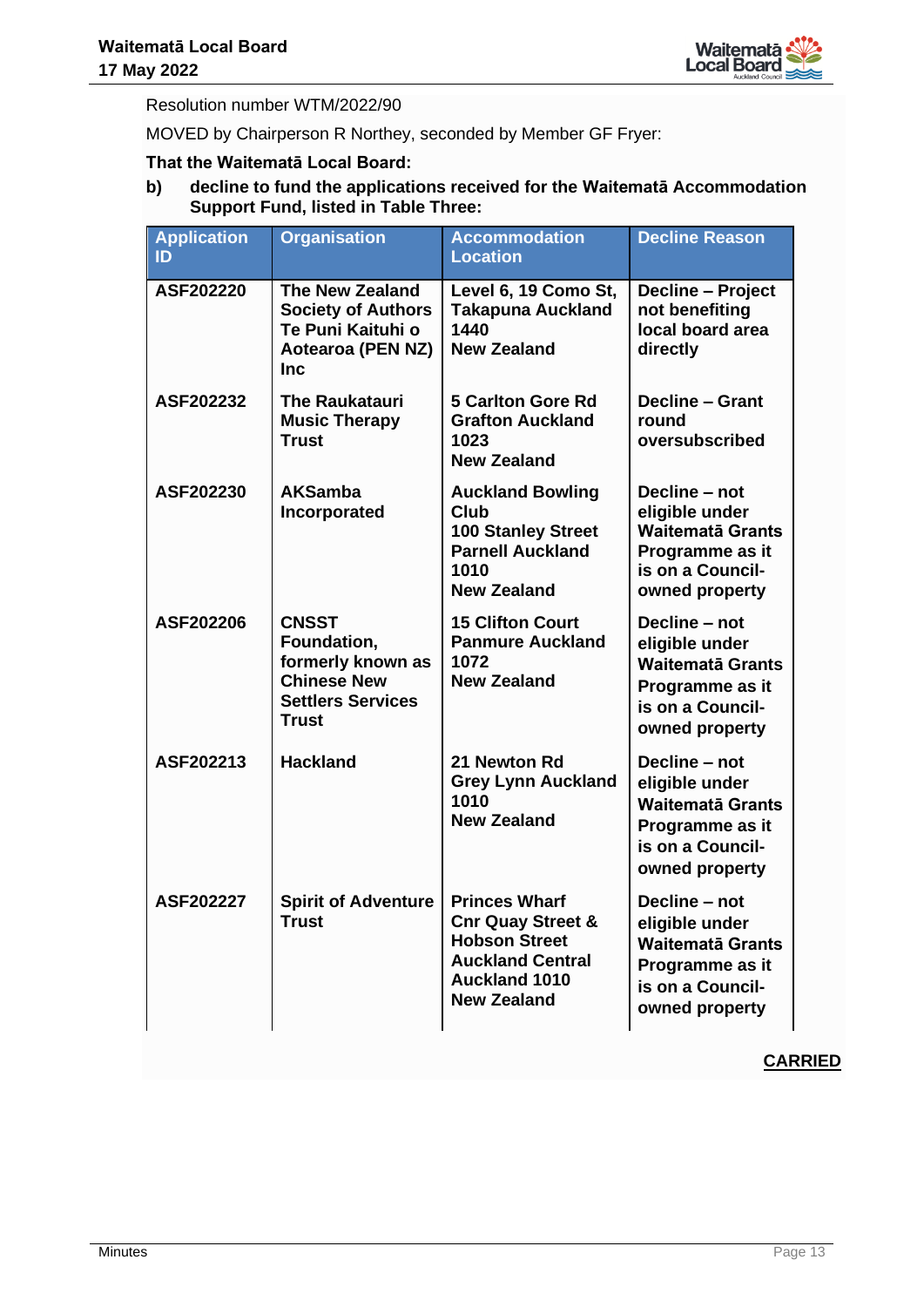Resolution number WTM/2022/90

MOVED by Chairperson R Northey, seconded by Member GF Fryer:

**That the Waitematā Local Board:**

**b) decline to fund the applications received for the Waitematā Accommodation Support Fund, listed in Table Three:**

| Application ID | Organisation | Accommodation Location | Decline Reason |
|---|---|---|---|
| **ASF202220** | **The New Zealand Society of Authors Te Puni Kaituhi o Aotearoa (PEN NZ) Inc** | **Level 6, 19 Como St, Takapuna Auckland 1440 New Zealand** | **Decline – Project not benefiting local board area directly** |
| **ASF202232** | **The Raukatauri Music Therapy Trust** | **5 Carlton Gore Rd Grafton Auckland 1023 New Zealand** | **Decline – Grant round oversubscribed** |
| **ASF202230** | **AKSamba Incorporated** | **Auckland Bowling Club 100 Stanley Street Parnell Auckland 1010 New Zealand** | **Decline – not eligible under Waitematā Grants Programme as it is on a Council-owned property** |
| **ASF202206** | **CNSST Foundation, formerly known as Chinese New Settlers Services Trust** | **15 Clifton Court Panmure Auckland 1072 New Zealand** | **Decline – not eligible under Waitematā Grants Programme as it is on a Council-owned property** |
| **ASF202213** | **Hackland** | **21 Newton Rd Grey Lynn Auckland 1010 New Zealand** | **Decline – not eligible under Waitematā Grants Programme as it is on a Council-owned property** |
| **ASF202227** | **Spirit of Adventure Trust** | **Princes Wharf Cnr Quay Street & Hobson Street Auckland Central Auckland 1010 New Zealand** | **Decline – not eligible under Waitematā Grants Programme as it is on a Council-owned property** |

**CARRIED**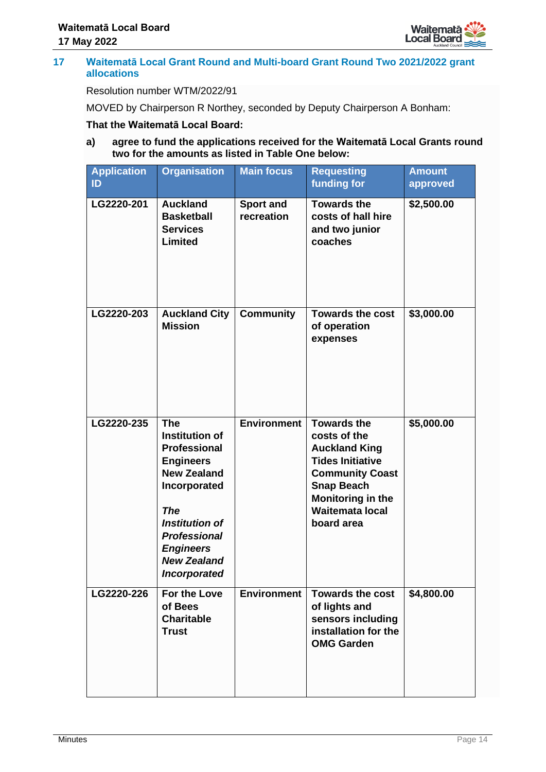## 17 Waitematā Local Grant Round and Multi-board Grant Round Two 2021/2022 grant allocations

Resolution number WTM/2022/91

MOVED by Chairperson R Northey, seconded by Deputy Chairperson A Bonham:

**That the Waitematā Local Board:**

**a) agree to fund the applications received for the Waitematā Local Grants round two for the amounts as listed in Table One below:**

| Application ID | Organisation | Main focus | Requesting funding for | Amount approved |
|---|---|---|---|---|
| **LG2220-201** | **Auckland Basketball Services Limited** | **Sport and recreation** | **Towards the costs of hall hire and two junior coaches** | **$2,500.00** |
| **LG2220-203** | **Auckland City Mission** | **Community** | **Towards the cost of operation expenses** | **$3,000.00** |
| **LG2220-235** | **The Institution of Professional Engineers New Zealand Incorporated** <br> ***The Institution of Professional Engineers New Zealand Incorporated*** | **Environment** | **Towards the costs of the Auckland King Tides Initiative Community Coast Snap Beach Monitoring in the Waitemata local board area** | **$5,000.00** |
| **LG2220-226** | **For the Love of Bees Charitable Trust** | **Environment** | **Towards the cost of lights and sensors including installation for the OMG Garden** | **$4,800.00** |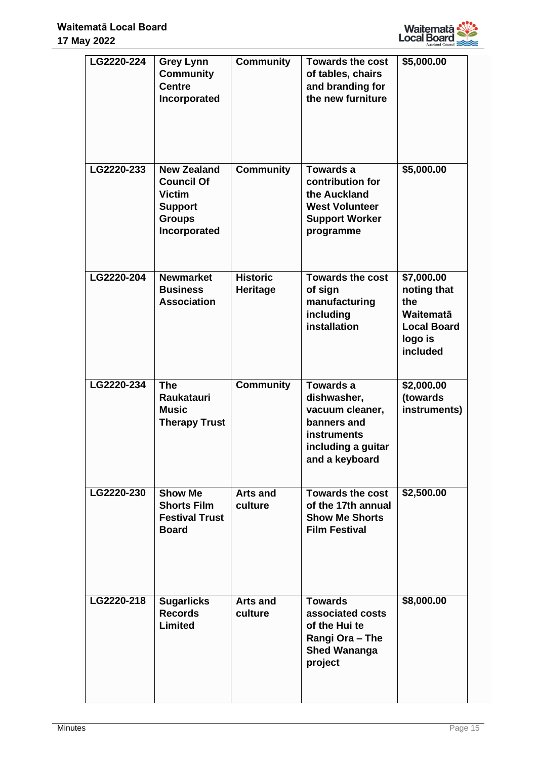| LG2220-224 | Grey Lynn Community Centre Incorporated | Community | Towards the cost of tables, chairs and branding for the new furniture | $5,000.00 |
|---|---|---|---|---|
| LG2220-233 | New Zealand Council Of Victim Support Groups Incorporated | Community | Towards a contribution for the Auckland West Volunteer Support Worker programme | $5,000.00 |
| LG2220-204 | Newmarket Business Association | Historic Heritage | Towards the cost of sign manufacturing including installation | $7,000.00 noting that the Waitematā Local Board logo is included |
| LG2220-234 | The Raukatauri Music Therapy Trust | Community | Towards a dishwasher, vacuum cleaner, banners and instruments including a guitar and a keyboard | $2,000.00 (towards instruments) |
| LG2220-230 | Show Me Shorts Film Festival Trust Board | Arts and culture | Towards the cost of the 17th annual Show Me Shorts Film Festival | $2,500.00 |
| LG2220-218 | Sugarlicks Records Limited | Arts and culture | Towards associated costs of the Hui te Rangi Ora – The Shed Wananga project | $8,000.00 |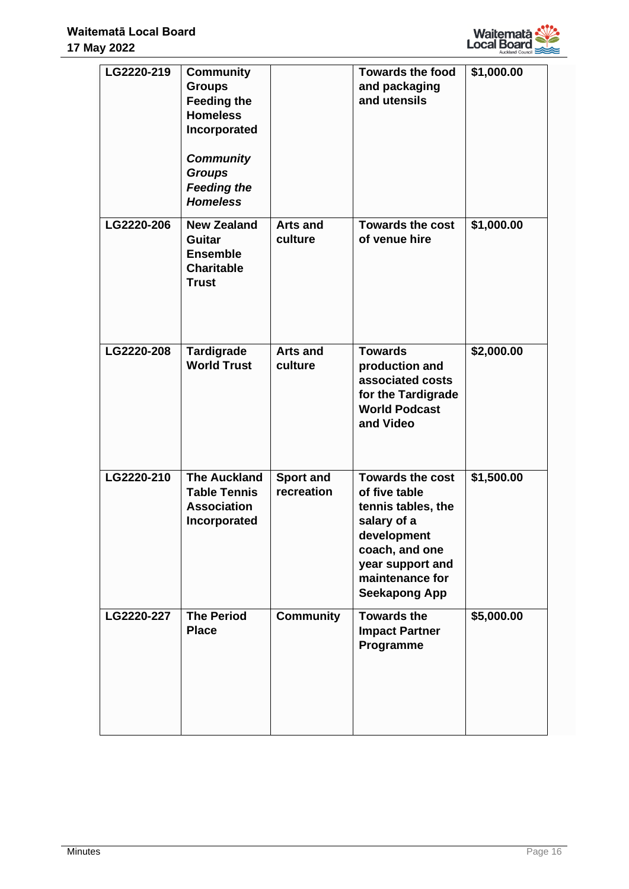| | | | | |
|---|---|---|---|---|
| **LG2220-219** | **Community Groups Feeding the Homeless Incorporated**<br><br>***Community Groups Feeding the Homeless*** | | **Towards the food and packaging and utensils** | **$1,000.00** |
| **LG2220-206** | **New Zealand Guitar Ensemble Charitable Trust** | **Arts and culture** | **Towards the cost of venue hire** | **$1,000.00** |
| **LG2220-208** | **Tardigrade World Trust** | **Arts and culture** | **Towards production and associated costs for the Tardigrade World Podcast and Video** | **$2,000.00** |
| **LG2220-210** | **The Auckland Table Tennis Association Incorporated** | **Sport and recreation** | **Towards the cost of five table tennis tables, the salary of a development coach, and one year support and maintenance for Seekapong App** | **$1,500.00** |
| **LG2220-227** | **The Period Place** | **Community** | **Towards the Impact Partner Programme** | **$5,000.00** |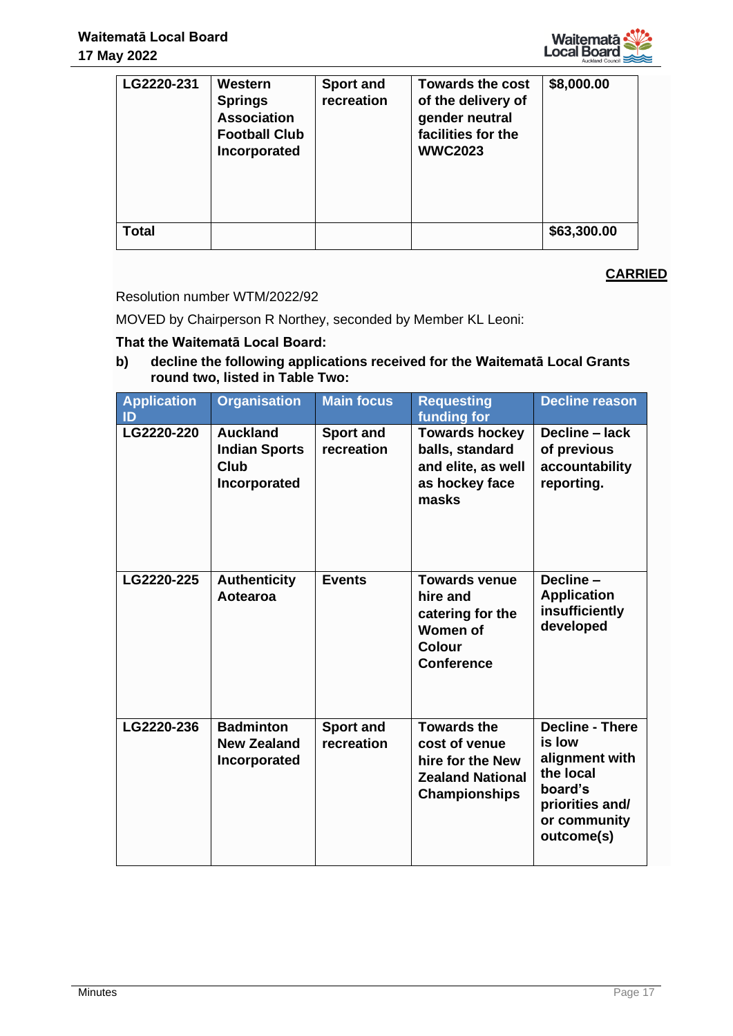| | | | | |
|---|---|---|---|---|
| **LG2220-231** | **Western Springs Association Football Club Incorporated** | **Sport and recreation** | **Towards the cost of the delivery of gender neutral facilities for the WWC2023** | **$8,000.00** |
| **Total** | | | | **$63,300.00** |

**CARRIED**

Resolution number WTM/2022/92

MOVED by Chairperson R Northey, seconded by Member KL Leoni:

**That the Waitematā Local Board:**

**b) decline the following applications received for the Waitematā Local Grants round two, listed in Table Two:**

| Application ID | Organisation | Main focus | Requesting funding for | Decline reason |
|---|---|---|---|---|
| **LG2220-220** | **Auckland Indian Sports Club Incorporated** | **Sport and recreation** | **Towards hockey balls, standard and elite, as well as hockey face masks** | **Decline – lack of previous accountability reporting.** |
| **LG2220-225** | **Authenticity Aotearoa** | **Events** | **Towards venue hire and catering for the Women of Colour Conference** | **Decline – Application insufficiently developed** |
| **LG2220-236** | **Badminton New Zealand Incorporated** | **Sport and recreation** | **Towards the cost of venue hire for the New Zealand National Championships** | **Decline - There is low alignment with the local board's priorities and/ or community outcome(s)** |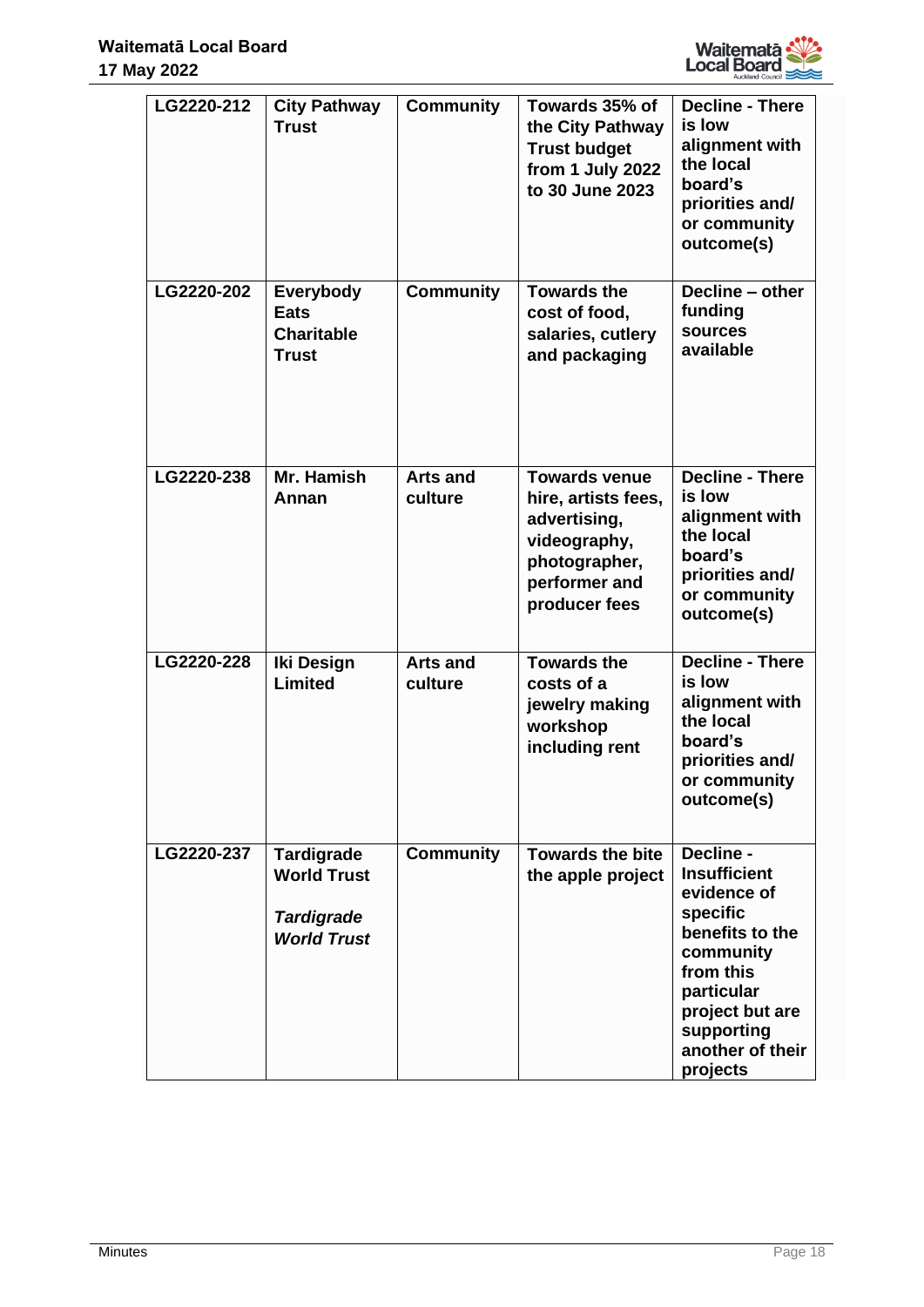| LG2220-212 | City Pathway Trust | Community | Towards 35% of the City Pathway Trust budget from 1 July 2022 to 30 June 2023 | Decline - There is low alignment with the local board's priorities and/ or community outcome(s) |
|---|---|---|---|---|
| LG2220-202 | Everybody Eats Charitable Trust | Community | Towards the cost of food, salaries, cutlery and packaging | Decline – other funding sources available |
| LG2220-238 | Mr. Hamish Annan | Arts and culture | Towards venue hire, artists fees, advertising, videography, photographer, performer and producer fees | Decline - There is low alignment with the local board's priorities and/ or community outcome(s) |
| LG2220-228 | Iki Design Limited | Arts and culture | Towards the costs of a jewelry making workshop including rent | Decline - There is low alignment with the local board's priorities and/ or community outcome(s) |
| LG2220-237 | Tardigrade World Trust<br><br>*Tardigrade World Trust* | Community | Towards the bite the apple project | Decline - Insufficient evidence of specific benefits to the community from this particular project but are supporting another of their projects |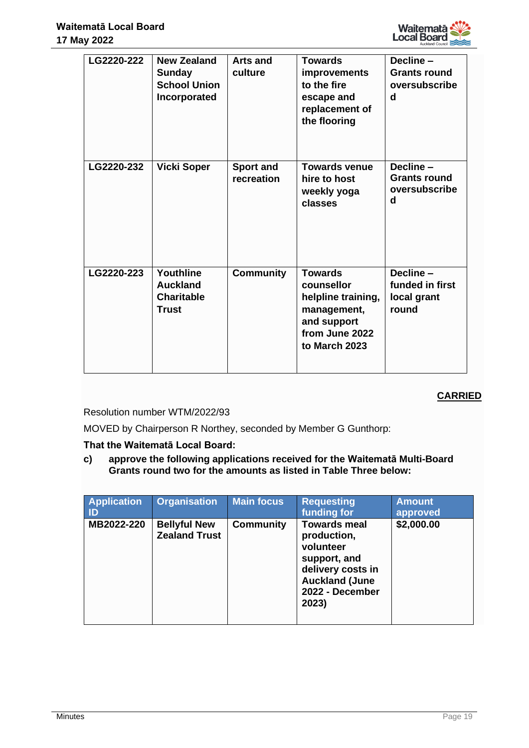| | | | | |
|---|---|---|---|---|
| **LG2220-222** | **New Zealand Sunday School Union Incorporated** | **Arts and culture** | **Towards improvements to the fire escape and replacement of the flooring** | **Decline – Grants round oversubscribed** |
| **LG2220-232** | **Vicki Soper** | **Sport and recreation** | **Towards venue hire to host weekly yoga classes** | **Decline – Grants round oversubscribed** |
| **LG2220-223** | **Youthline Auckland Charitable Trust** | **Community** | **Towards counsellor helpline training, management, and support from June 2022 to March 2023** | **Decline – funded in first local grant round** |

**CARRIED**

Resolution number WTM/2022/93

MOVED by Chairperson R Northey, seconded by Member G Gunthorp:

**That the Waitematā Local Board:**

c) **approve the following applications received for the Waitematā Multi-Board Grants round two for the amounts as listed in Table Three below:**

| Application ID | Organisation | Main focus | Requesting funding for | Amount approved |
|---|---|---|---|---|
| **MB2022-220** | **Bellyful New Zealand Trust** | **Community** | **Towards meal production, volunteer support, and delivery costs in Auckland (June 2022 - December 2023)** | **$2,000.00** |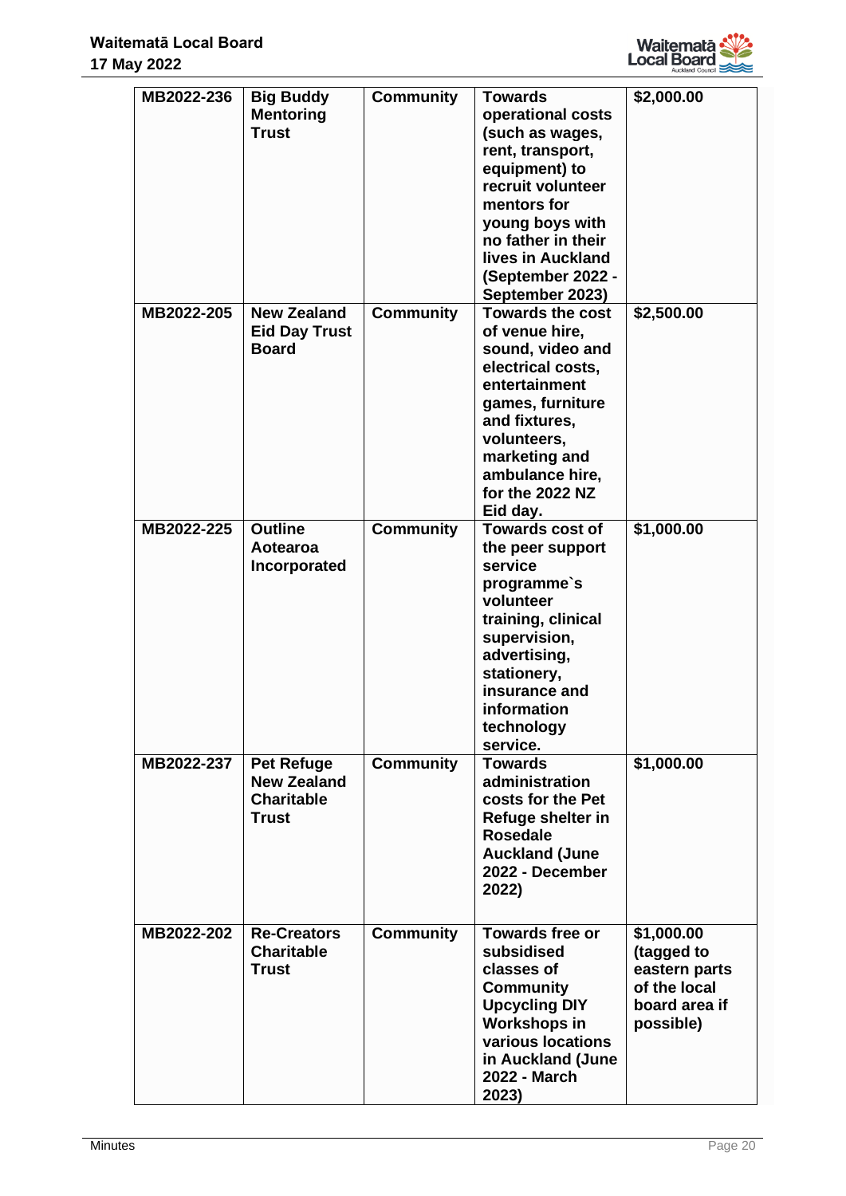| MB2022-236 | Big Buddy Mentoring Trust | Community | Towards operational costs (such as wages, rent, transport, equipment) to recruit volunteer mentors for young boys with no father in their lives in Auckland (September 2022 - September 2023) | $2,000.00 |
|---|---|---|---|---|
| MB2022-205 | New Zealand Eid Day Trust Board | Community | Towards the cost of venue hire, sound, video and electrical costs, entertainment games, furniture and fixtures, volunteers, marketing and ambulance hire, for the 2022 NZ Eid day. | $2,500.00 |
| MB2022-225 | Outline Aotearoa Incorporated | Community | Towards cost of the peer support service programme`s volunteer training, clinical supervision, advertising, stationery, insurance and information technology service. | $1,000.00 |
| MB2022-237 | Pet Refuge New Zealand Charitable Trust | Community | Towards administration costs for the Pet Refuge shelter in Rosedale Auckland (June 2022 - December 2022) | $1,000.00 |
| MB2022-202 | Re-Creators Charitable Trust | Community | Towards free or subsidised classes of Community Upcycling DIY Workshops in various locations in Auckland (June 2022 - March 2023) | $1,000.00 (tagged to eastern parts of the local board area if possible) |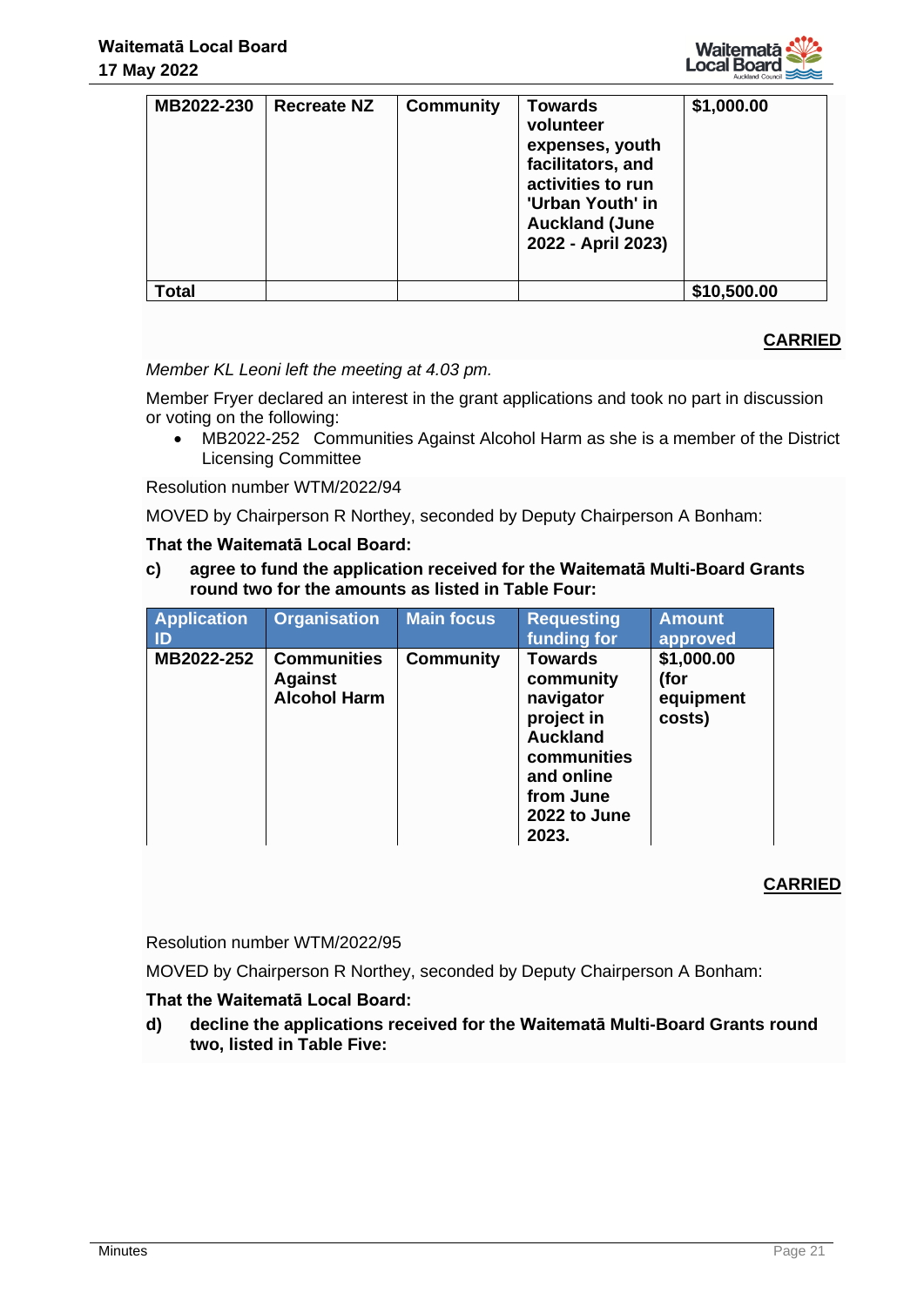| MB2022-230 | Recreate NZ | Community | Towards volunteer expenses, youth facilitators, and activities to run 'Urban Youth' in Auckland (June 2022 - April 2023) | $1,000.00 |
|---|---|---|---|---|
| **Total** | | | | **$10,500.00** |

**CARRIED**

*Member KL Leoni left the meeting at 4.03 pm.*

Member Fryer declared an interest in the grant applications and took no part in discussion or voting on the following:

- MB2022-252 Communities Against Alcohol Harm as she is a member of the District Licensing Committee

Resolution number WTM/2022/94

MOVED by Chairperson R Northey, seconded by Deputy Chairperson A Bonham:

**That the Waitematā Local Board:**

**c) agree to fund the application received for the Waitematā Multi-Board Grants round two for the amounts as listed in Table Four:**

| Application ID | Organisation | Main focus | Requesting funding for | Amount approved |
|---|---|---|---|---|
| MB2022-252 | Communities Against Alcohol Harm | Community | Towards community navigator project in Auckland communities and online from June 2022 to June 2023. | $1,000.00 (for equipment costs) |

**CARRIED**

Resolution number WTM/2022/95

MOVED by Chairperson R Northey, seconded by Deputy Chairperson A Bonham:

**That the Waitematā Local Board:**

**d) decline the applications received for the Waitematā Multi-Board Grants round two, listed in Table Five:**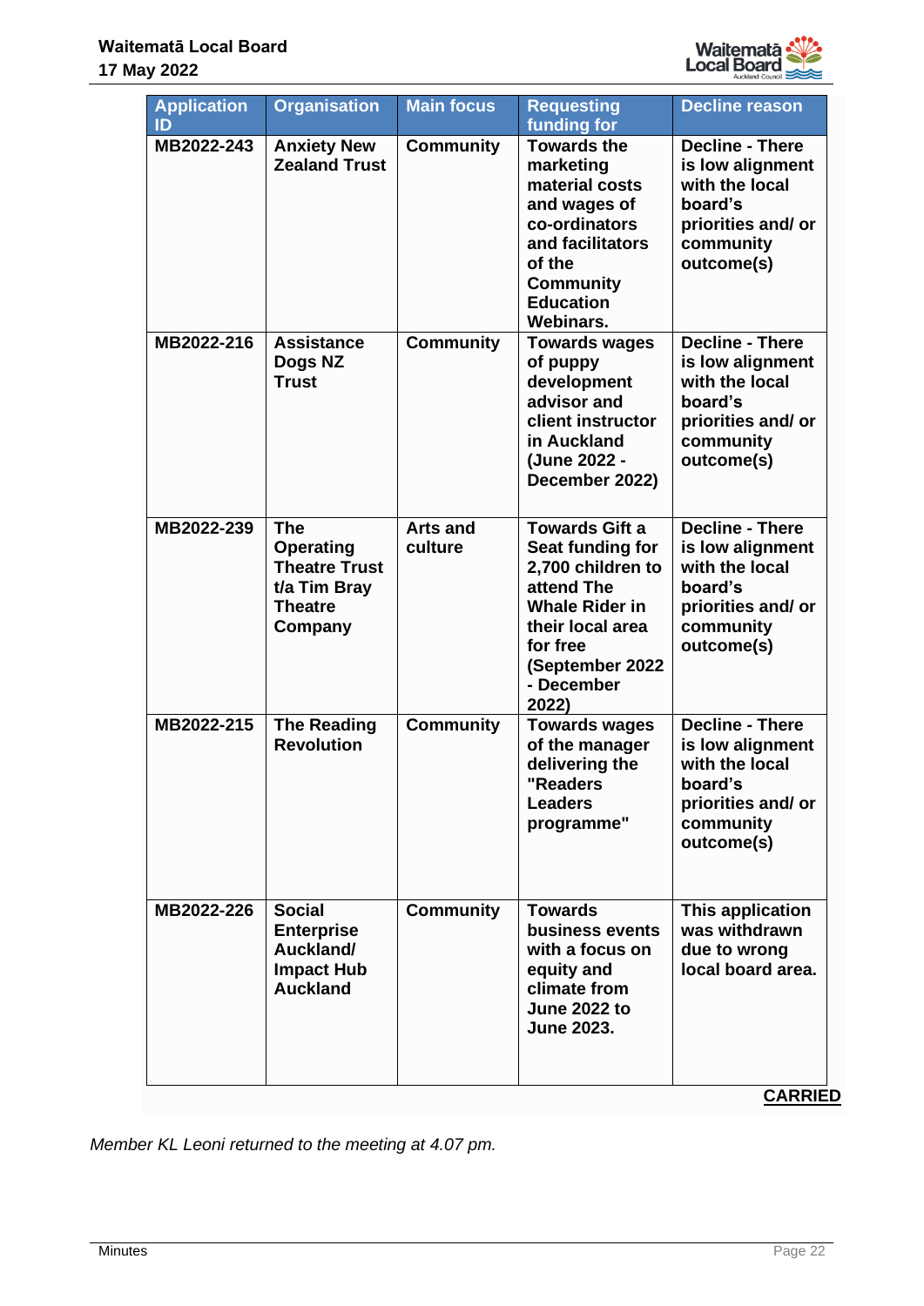| Application ID | Organisation | Main focus | Requesting funding for | Decline reason |
|---|---|---|---|---|
| MB2022-243 | Anxiety New Zealand Trust | Community | Towards the marketing material costs and wages of co-ordinators and facilitators of the Community Education Webinars. | Decline - There is low alignment with the local board's priorities and/ or community outcome(s) |
| MB2022-216 | Assistance Dogs NZ Trust | Community | Towards wages of puppy development advisor and client instructor in Auckland (June 2022 - December 2022) | Decline - There is low alignment with the local board's priorities and/ or community outcome(s) |
| MB2022-239 | The Operating Theatre Trust t/a Tim Bray Theatre Company | Arts and culture | Towards Gift a Seat funding for 2,700 children to attend The Whale Rider in their local area for free (September 2022 - December 2022) | Decline - There is low alignment with the local board's priorities and/ or community outcome(s) |
| MB2022-215 | The Reading Revolution | Community | Towards wages of the manager delivering the "Readers Leaders programme" | Decline - There is low alignment with the local board's priorities and/ or community outcome(s) |
| MB2022-226 | Social Enterprise Auckland/ Impact Hub Auckland | Community | Towards business events with a focus on equity and climate from June 2022 to June 2023. | This application was withdrawn due to wrong local board area. |

**CARRIED**

*Member KL Leoni returned to the meeting at 4.07 pm.*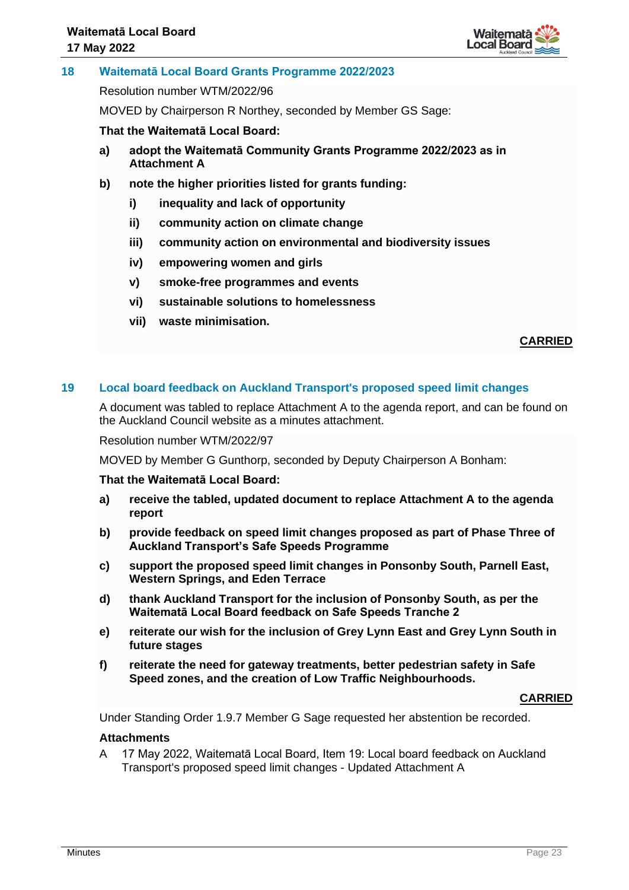## 18 Waitematā Local Board Grants Programme 2022/2023

Resolution number WTM/2022/96

MOVED by Chairperson R Northey, seconded by Member GS Sage:

**That the Waitematā Local Board:**

**a) adopt the Waitematā Community Grants Programme 2022/2023 as in Attachment A**

**b) note the higher priorities listed for grants funding:**

**i) inequality and lack of opportunity**

**ii) community action on climate change**

**iii) community action on environmental and biodiversity issues**

**iv) empowering women and girls**

**v) smoke-free programmes and events**

**vi) sustainable solutions to homelessness**

**vii) waste minimisation.**

**CARRIED**

## 19 Local board feedback on Auckland Transport's proposed speed limit changes

A document was tabled to replace Attachment A to the agenda report, and can be found on the Auckland Council website as a minutes attachment.

Resolution number WTM/2022/97

MOVED by Member G Gunthorp, seconded by Deputy Chairperson A Bonham:

**That the Waitematā Local Board:**

**a) receive the tabled, updated document to replace Attachment A to the agenda report**

**b) provide feedback on speed limit changes proposed as part of Phase Three of Auckland Transport's Safe Speeds Programme**

**c) support the proposed speed limit changes in Ponsonby South, Parnell East, Western Springs, and Eden Terrace**

**d) thank Auckland Transport for the inclusion of Ponsonby South, as per the Waitematā Local Board feedback on Safe Speeds Tranche 2**

**e) reiterate our wish for the inclusion of Grey Lynn East and Grey Lynn South in future stages**

**f) reiterate the need for gateway treatments, better pedestrian safety in Safe Speed zones, and the creation of Low Traffic Neighbourhoods.**

**CARRIED**

Under Standing Order 1.9.7 Member G Sage requested her abstention be recorded.

**Attachments**

A 17 May 2022, Waitematā Local Board, Item 19: Local board feedback on Auckland Transport's proposed speed limit changes - Updated Attachment A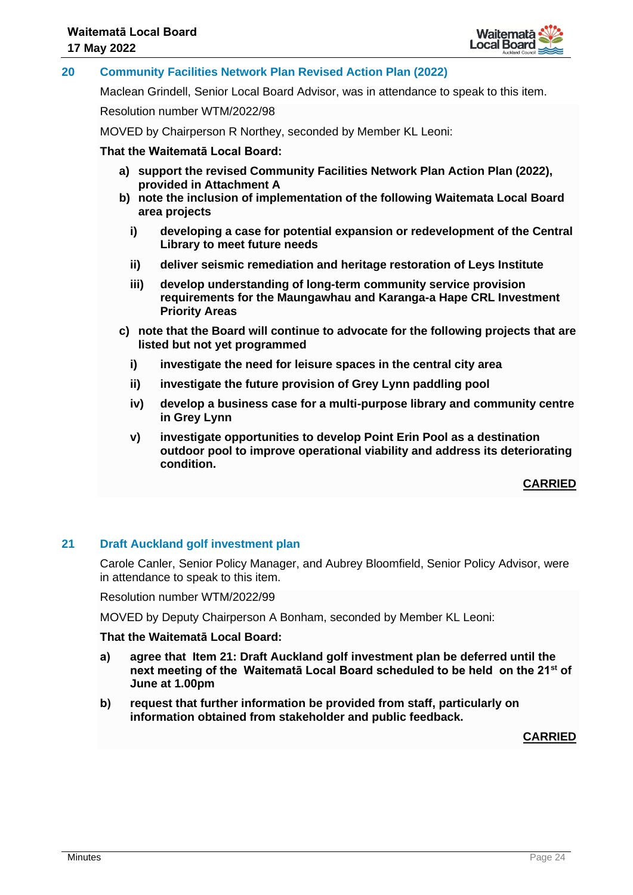## 20 Community Facilities Network Plan Revised Action Plan (2022)

Maclean Grindell, Senior Local Board Advisor, was in attendance to speak to this item.

Resolution number WTM/2022/98

MOVED by Chairperson R Northey, seconded by Member KL Leoni:

**That the Waitematā Local Board:**

**a) support the revised Community Facilities Network Plan Action Plan (2022), provided in Attachment A**

**b) note the inclusion of implementation of the following Waitemata Local Board area projects**

  **i) developing a case for potential expansion or redevelopment of the Central Library to meet future needs**

  **ii) deliver seismic remediation and heritage restoration of Leys Institute**

  **iii) develop understanding of long-term community service provision requirements for the Maungawhau and Karanga-a Hape CRL Investment Priority Areas**

**c) note that the Board will continue to advocate for the following projects that are listed but not yet programmed**

  **i) investigate the need for leisure spaces in the central city area**

  **ii) investigate the future provision of Grey Lynn paddling pool**

  **iv) develop a business case for a multi-purpose library and community centre in Grey Lynn**

  **v) investigate opportunities to develop Point Erin Pool as a destination outdoor pool to improve operational viability and address its deteriorating condition.**

**CARRIED**

## 21 Draft Auckland golf investment plan

Carole Canler, Senior Policy Manager, and Aubrey Bloomfield, Senior Policy Advisor, were in attendance to speak to this item.

Resolution number WTM/2022/99

MOVED by Deputy Chairperson A Bonham, seconded by Member KL Leoni:

**That the Waitematā Local Board:**

**a) agree that Item 21: Draft Auckland golf investment plan be deferred until the next meeting of the Waitematā Local Board scheduled to be held on the 21st of June at 1.00pm**

**b) request that further information be provided from staff, particularly on information obtained from stakeholder and public feedback.**

**CARRIED**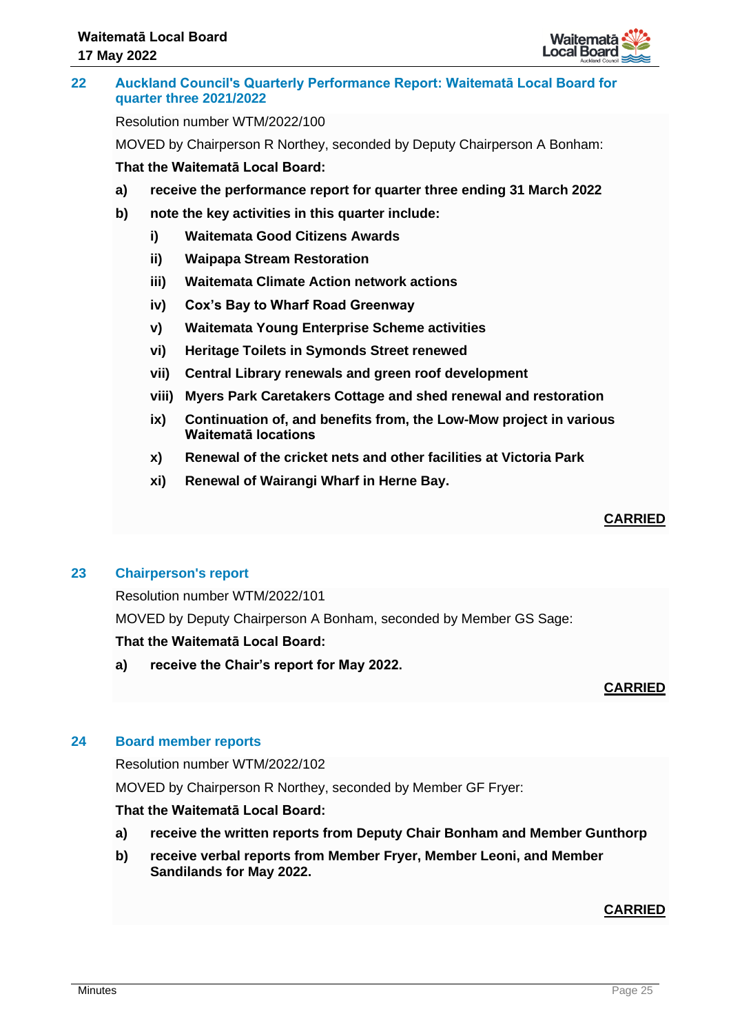## 22 Auckland Council's Quarterly Performance Report: Waitematā Local Board for quarter three 2021/2022

Resolution number WTM/2022/100

MOVED by Chairperson R Northey, seconded by Deputy Chairperson A Bonham:

**That the Waitematā Local Board:**

**a) receive the performance report for quarter three ending 31 March 2022**

**b) note the key activities in this quarter include:**

- **i) Waitemata Good Citizens Awards**
- **ii) Waipapa Stream Restoration**
- **iii) Waitemata Climate Action network actions**
- **iv) Cox's Bay to Wharf Road Greenway**
- **v) Waitemata Young Enterprise Scheme activities**
- **vi) Heritage Toilets in Symonds Street renewed**
- **vii) Central Library renewals and green roof development**
- **viii) Myers Park Caretakers Cottage and shed renewal and restoration**
- **ix) Continuation of, and benefits from, the Low-Mow project in various Waitematā locations**
- **x) Renewal of the cricket nets and other facilities at Victoria Park**
- **xi) Renewal of Wairangi Wharf in Herne Bay.**

**CARRIED**

## 23 Chairperson's report

Resolution number WTM/2022/101

MOVED by Deputy Chairperson A Bonham, seconded by Member GS Sage:

**That the Waitematā Local Board:**

**a) receive the Chair's report for May 2022.**

**CARRIED**

## 24 Board member reports

Resolution number WTM/2022/102

MOVED by Chairperson R Northey, seconded by Member GF Fryer:

**That the Waitematā Local Board:**

**a) receive the written reports from Deputy Chair Bonham and Member Gunthorp**

**b) receive verbal reports from Member Fryer, Member Leoni, and Member Sandilands for May 2022.**

**CARRIED**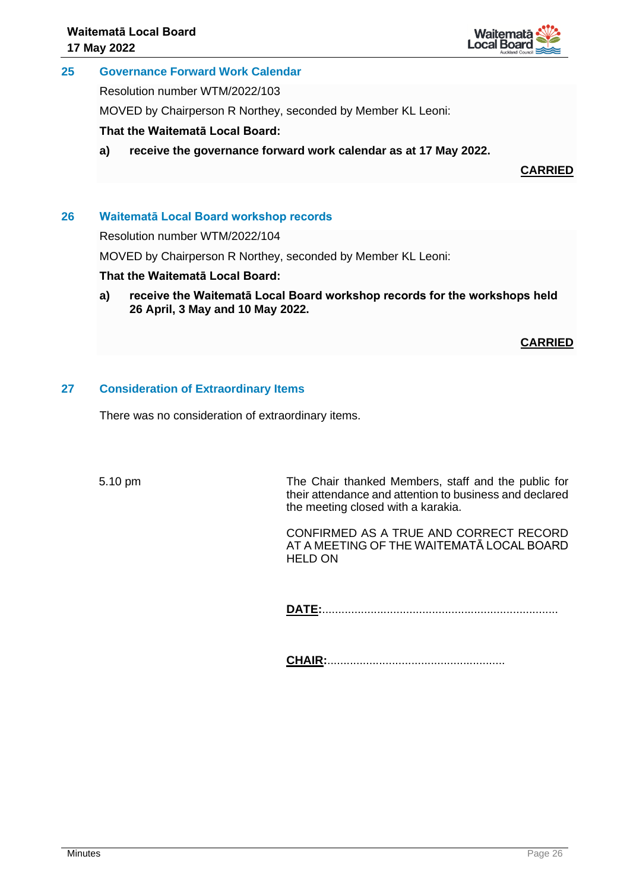## 25 Governance Forward Work Calendar

Resolution number WTM/2022/103

MOVED by Chairperson R Northey, seconded by Member KL Leoni:

**That the Waitematā Local Board:**

**a) receive the governance forward work calendar as at 17 May 2022.**

**CARRIED**

## 26 Waitematā Local Board workshop records

Resolution number WTM/2022/104

MOVED by Chairperson R Northey, seconded by Member KL Leoni:

**That the Waitematā Local Board:**

**a) receive the Waitematā Local Board workshop records for the workshops held 26 April, 3 May and 10 May 2022.**

**CARRIED**

## 27 Consideration of Extraordinary Items

There was no consideration of extraordinary items.

5.10 pm

The Chair thanked Members, staff and the public for their attendance and attention to business and declared the meeting closed with a karakia.

CONFIRMED AS A TRUE AND CORRECT RECORD AT A MEETING OF THE WAITEMATĀ LOCAL BOARD HELD ON

**DATE:**.........................................................................

**CHAIR:**.......................................................